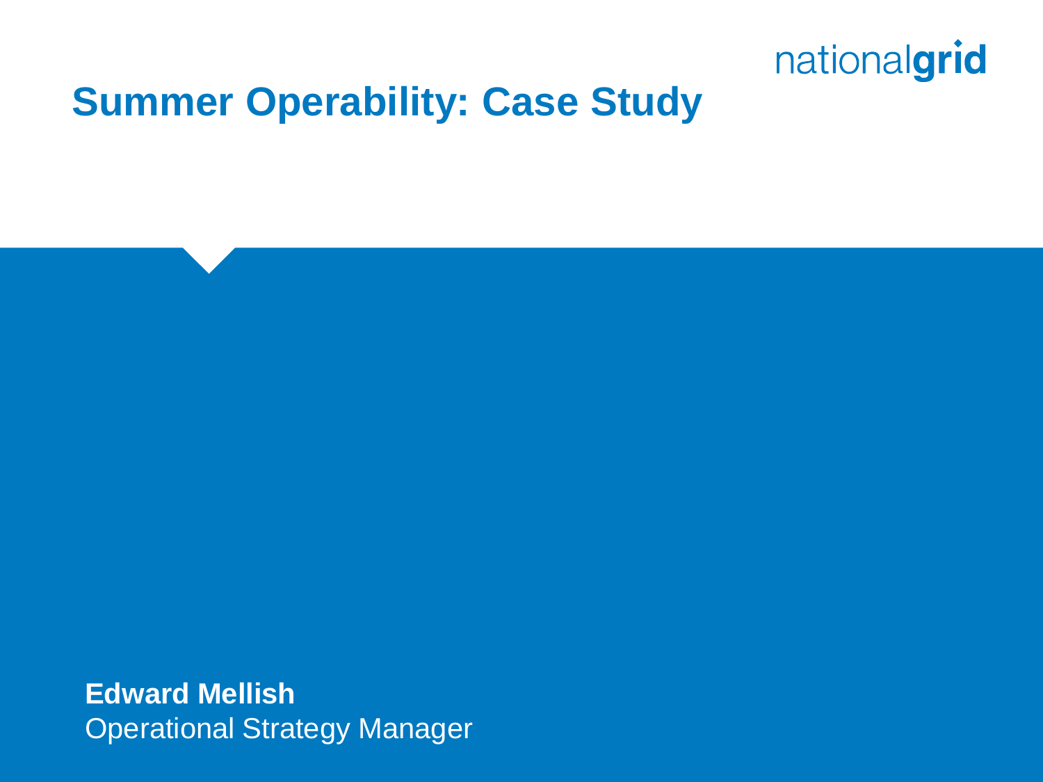nationalgrid

# Summer Operability: Case Study

**Edward Mellish**
Operational Strategy Manager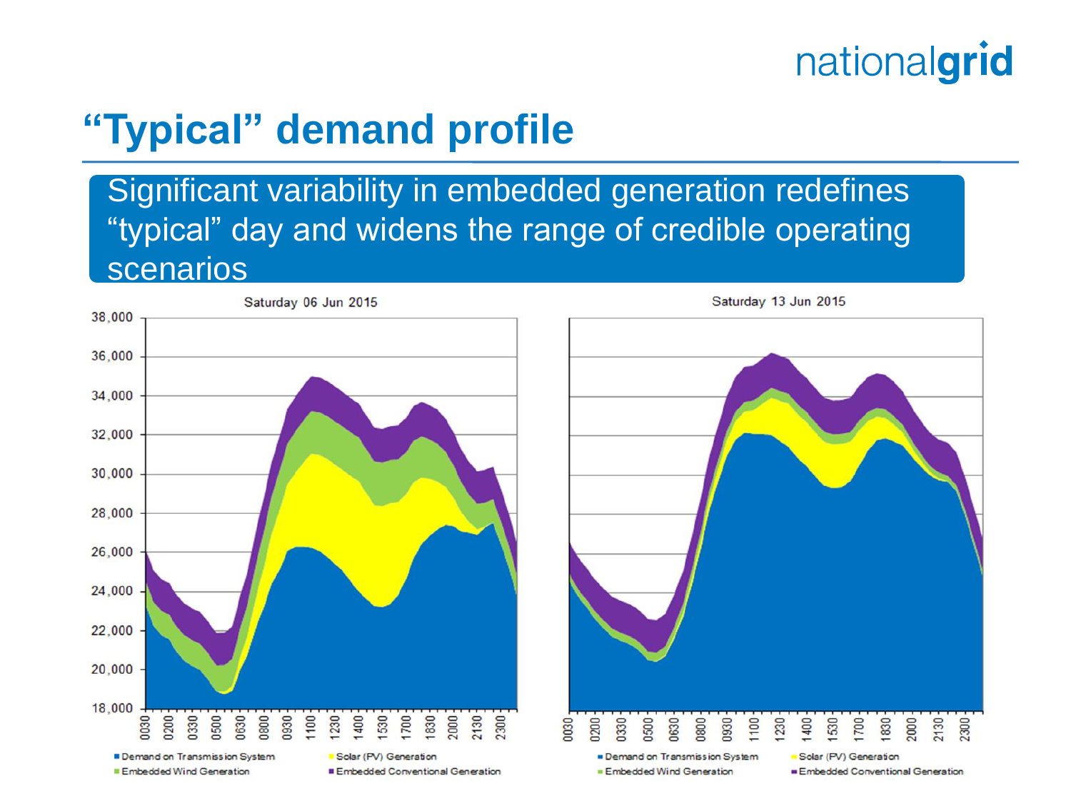# "Typical" demand profile

Significant variability in embedded generation redefines "typical" day and widens the range of credible operating scenarios

Saturday 06 Jun 2015

38,000
36,000
34,000
32,000
30,000
28,000
26,000
24,000
22,000
20,000
18,000

0030 0200 0330 0500 0630 0800 0930 1100 1230 1400 1530 1700 1830 2000 2130 2300

Demand on Transmission System
Solar (PV) Generation
Embedded Wind Generation
Embedded Conventional Generation

Saturday 13 Jun 2015

0030 0200 0330 0500 0630 0800 0930 1100 1230 1400 1530 1700 1830 2000 2130 2300

Demand on Transmission System
Solar (PV) Generation
Embedded Wind Generation
Embedded Conventional Generation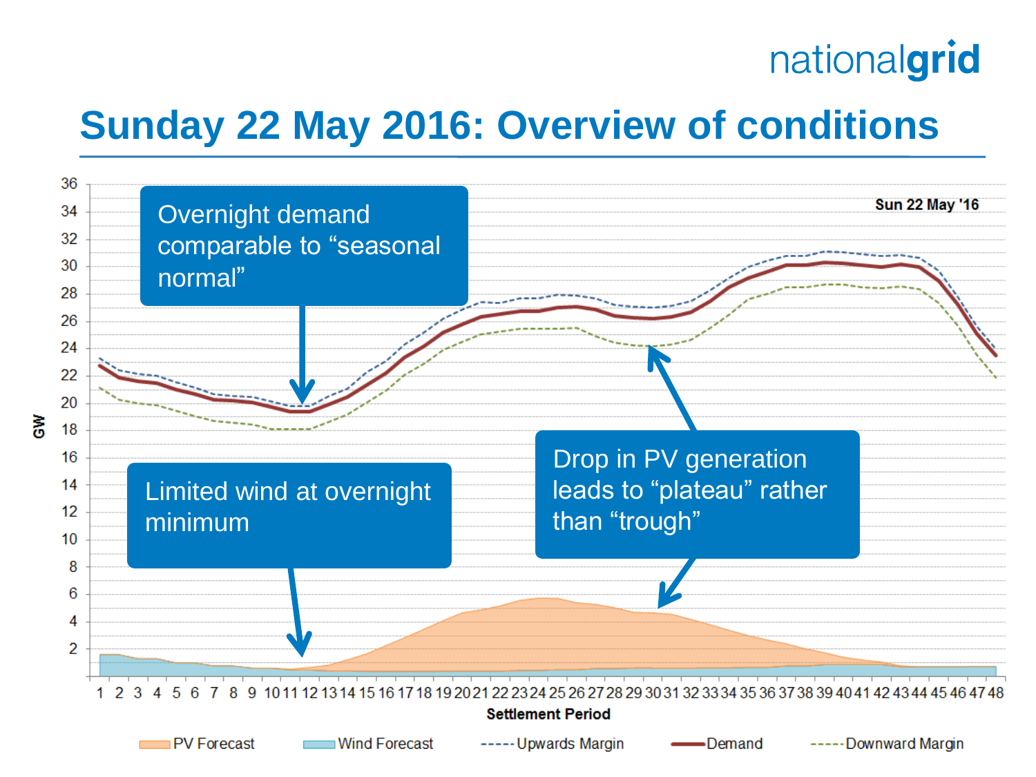nationalgrid

# Sunday 22 May 2016: Overview of conditions

Overnight demand comparable to "seasonal normal"

Limited wind at overnight minimum

Drop in PV generation leads to "plateau" rather than "trough"

Sun 22 May '16

GW

36
34
32
30
28
26
24
22
20
18
16
14
12
10
8
6
4
2

1 2 3 4 5 6 7 8 9 10 11 12 13 14 15 16 17 18 19 20 21 22 23 24 25 26 27 28 29 30 31 32 33 34 35 36 37 38 39 40 41 42 43 44 45 46 47 48

Settlement Period

PV Forecast
Wind Forecast
Upwards Margin
Demand
Downward Margin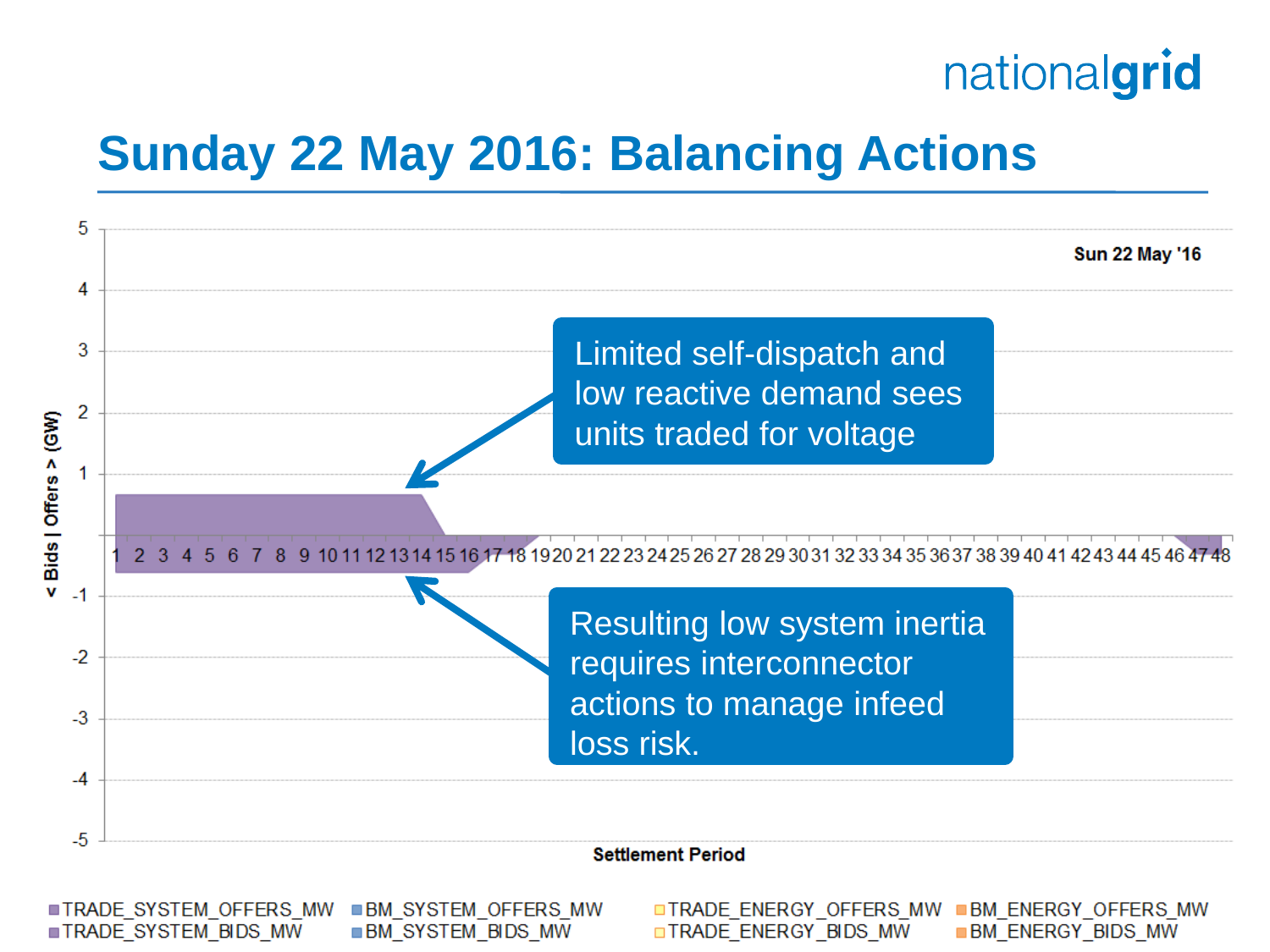# Sunday 22 May 2016: Balancing Actions

Sun 22 May '16

< Bids | Offers > (GW)

5
4
3
2
1
-1
-2
-3
-4
-5

1 2 3 4 5 6 7 8 9 10 11 12 13 14 15 16 17 18 19 20 21 22 23 24 25 26 27 28 29 30 31 32 33 34 35 36 37 38 39 40 41 42 43 44 45 46 47 48

Settlement Period

Limited self-dispatch and low reactive demand sees units traded for voltage

Resulting low system inertia requires interconnector actions to manage infeed loss risk.

TRADE_SYSTEM_OFFERS_MW
TRADE_SYSTEM_BIDS_MW
BM_SYSTEM_OFFERS_MW
BM_SYSTEM_BIDS_MW
TRADE_ENERGY_OFFERS_MW
TRADE_ENERGY_BIDS_MW
BM_ENERGY_OFFERS_MW
BM_ENERGY_BIDS_MW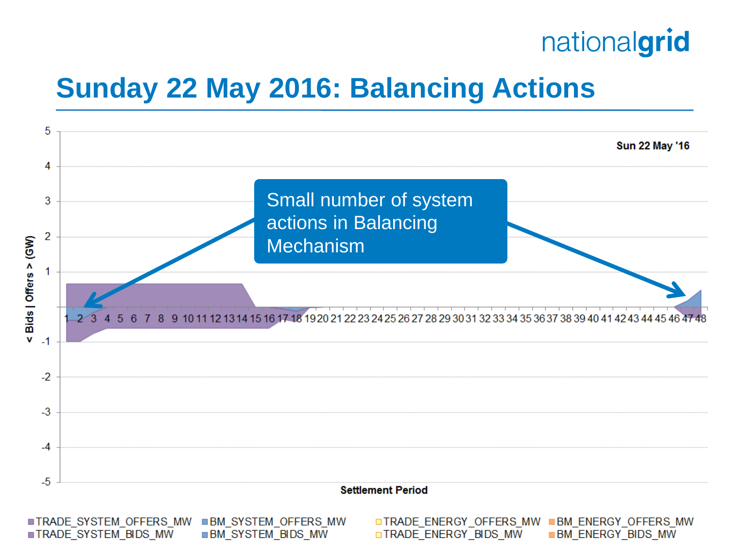# Sunday 22 May 2016: Balancing Actions

Sun 22 May '16

Small number of system actions in Balancing Mechanism

< Bids | Offers > (GW)

5
4
3
2
1
-1
-2
-3
-4
-5

1 2 3 4 5 6 7 8 9 10 11 12 13 14 15 16 17 18 19 20 21 22 23 24 25 26 27 28 29 30 31 32 33 34 35 36 37 38 39 40 41 42 43 44 45 46 47 48

Settlement Period

TRADE_SYSTEM_OFFERS_MW
TRADE_SYSTEM_BIDS_MW
BM_SYSTEM_OFFERS_MW
BM_SYSTEM_BIDS_MW
TRADE_ENERGY_OFFERS_MW
TRADE_ENERGY_BIDS_MW
BM_ENERGY_OFFERS_MW
BM_ENERGY_BIDS_MW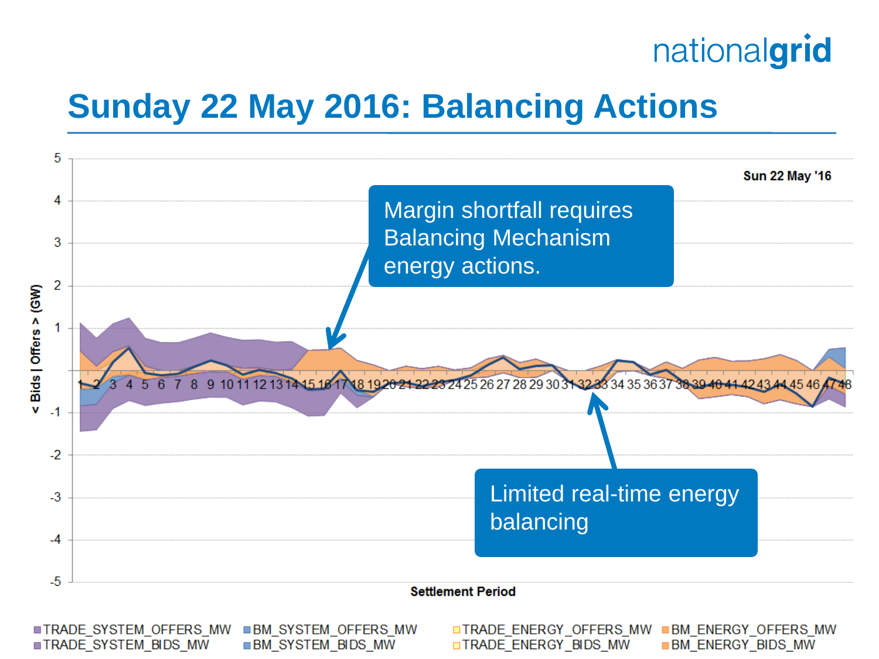# Sunday 22 May 2016: Balancing Actions

Sun 22 May '16

Margin shortfall requires Balancing Mechanism energy actions.

Limited real-time energy balancing

< Bids | Offers > (GW)

5
4
3
2
1
-1
-2
-3
-4
-5

1 2 3 4 5 6 7 8 9 10 11 12 13 14 15 16 17 18 19 20 21 22 23 24 25 26 27 28 29 30 31 32 33 34 35 36 37 38 39 40 41 42 43 44 45 46 47 48

Settlement Period

TRADE_SYSTEM_OFFERS_MW
TRADE_SYSTEM_BIDS_MW
BM_SYSTEM_OFFERS_MW
BM_SYSTEM_BIDS_MW
TRADE_ENERGY_OFFERS_MW
TRADE_ENERGY_BIDS_MW
BM_ENERGY_OFFERS_MW
BM_ENERGY_BIDS_MW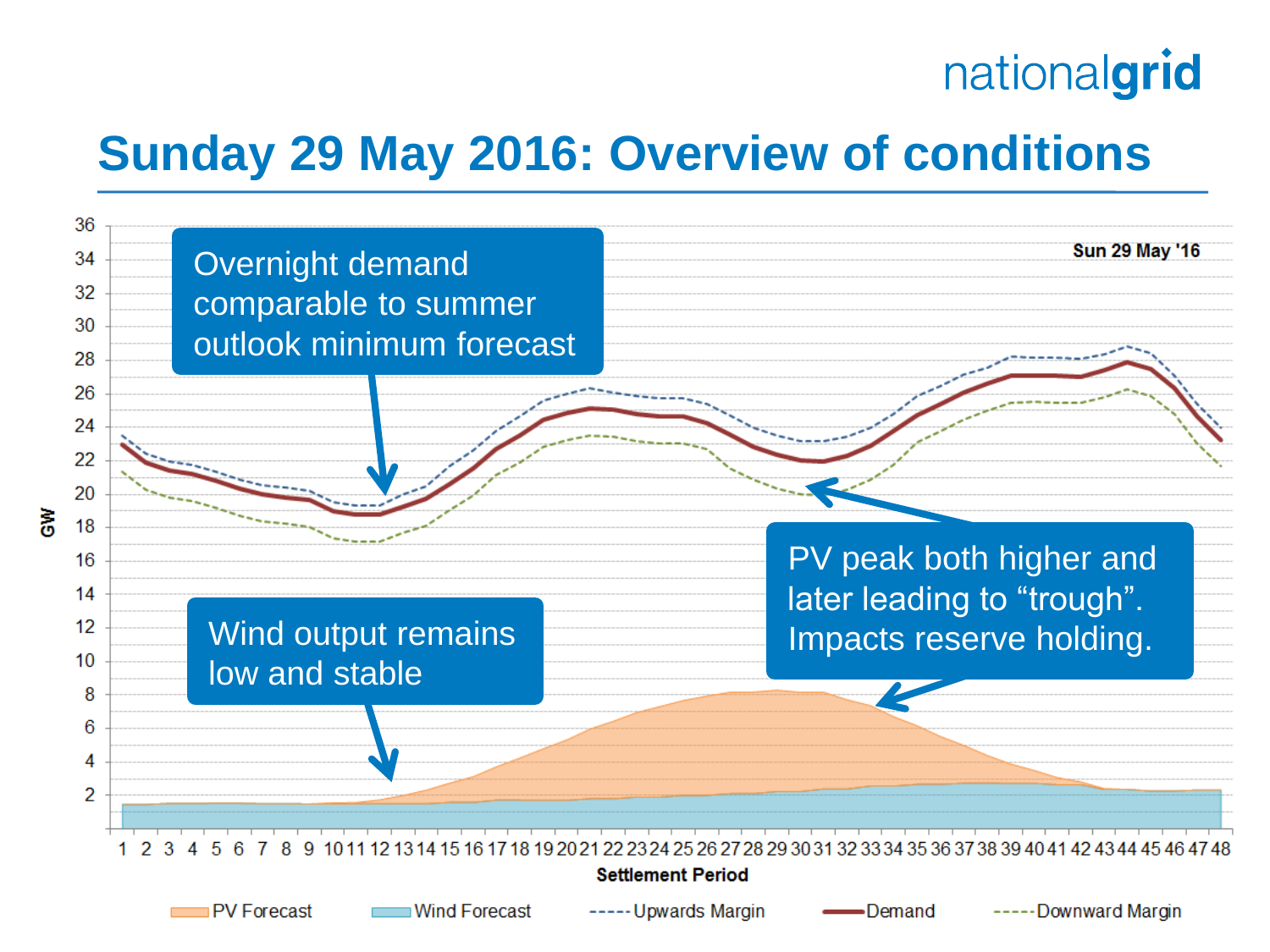# Sunday 29 May 2016: Overview of conditions

Sun 29 May '16

Overnight demand comparable to summer outlook minimum forecast

PV peak both higher and later leading to "trough". Impacts reserve holding.

Wind output remains low and stable

GW

Settlement Period

PV Forecast | Wind Forecast | Upwards Margin | Demand | Downward Margin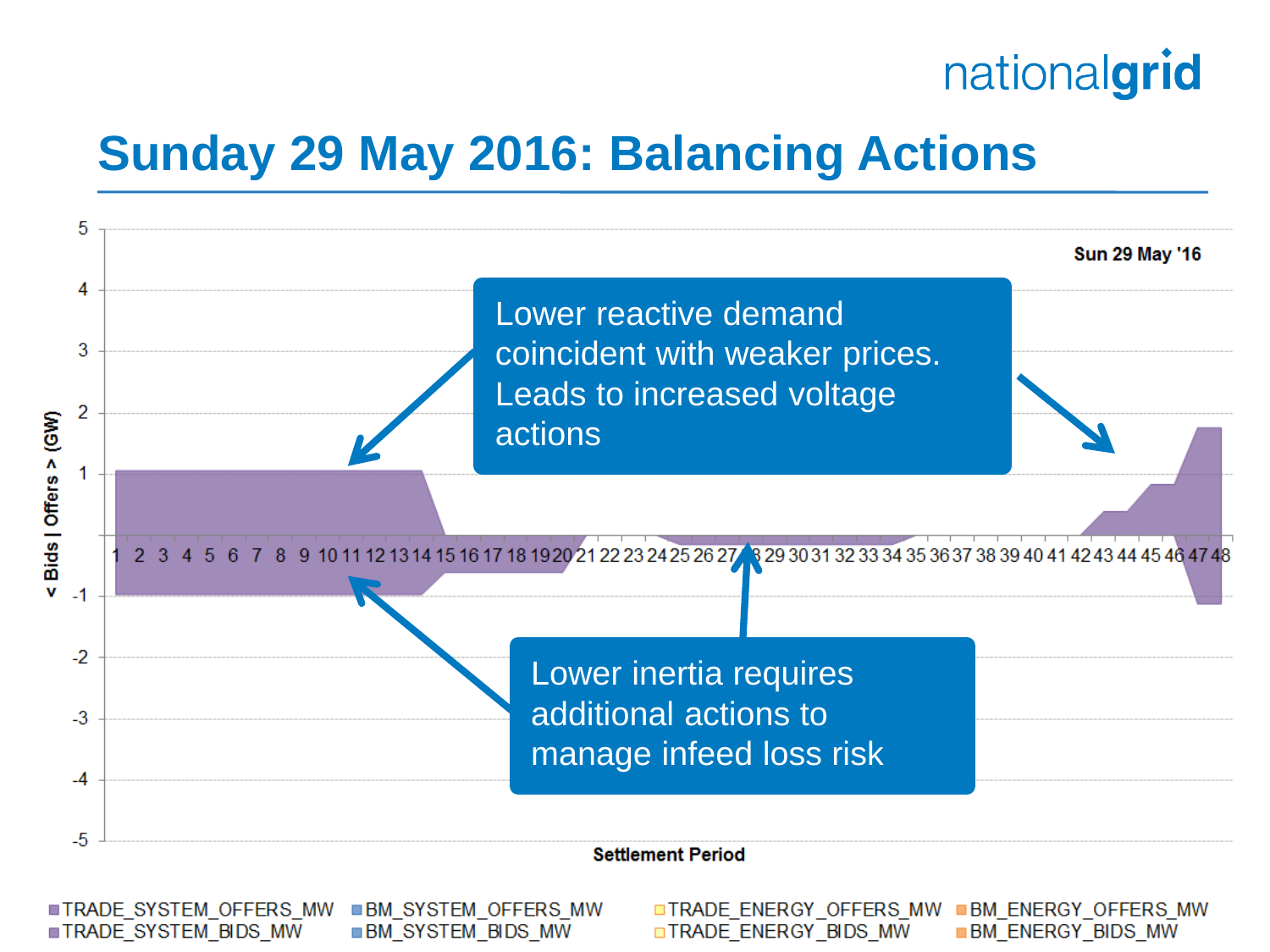# Sunday 29 May 2016: Balancing Actions

Sun 29 May '16

< Bids | Offers > (GW)

5
4
3
2
1
-1
-2
-3
-4
-5

1 2 3 4 5 6 7 8 9 10 11 12 13 14 15 16 17 18 19 20 21 22 23 24 25 26 27 28 29 30 31 32 33 34 35 36 37 38 39 40 41 42 43 44 45 46 47 48

Settlement Period

Lower reactive demand coincident with weaker prices. Leads to increased voltage actions

Lower inertia requires additional actions to manage infeed loss risk

TRADE_SYSTEM_OFFERS_MW
TRADE_SYSTEM_BIDS_MW
BM_SYSTEM_OFFERS_MW
BM_SYSTEM_BIDS_MW
TRADE_ENERGY_OFFERS_MW
TRADE_ENERGY_BIDS_MW
BM_ENERGY_OFFERS_MW
BM_ENERGY_BIDS_MW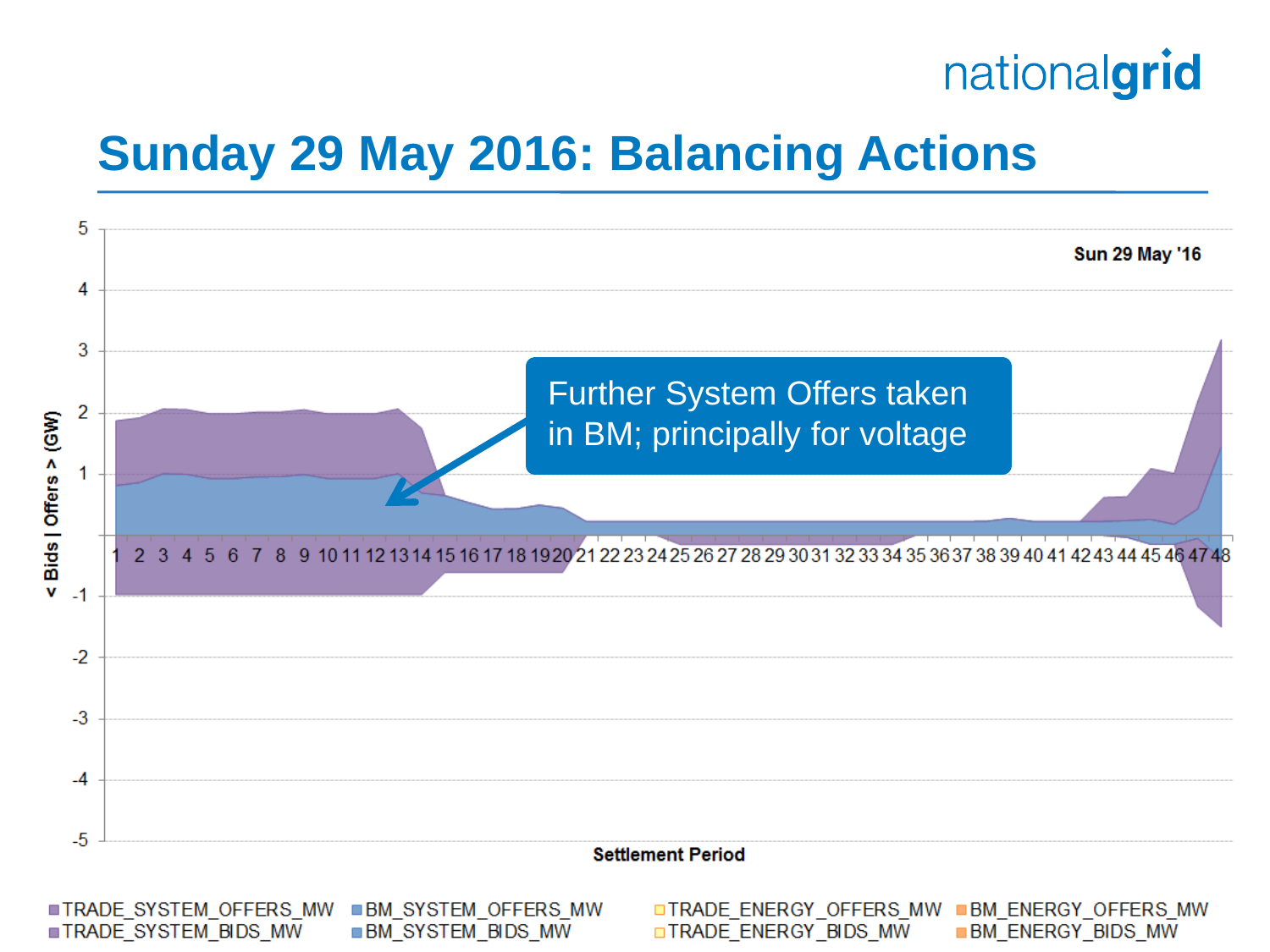# Sunday 29 May 2016: Balancing Actions

Sun 29 May '16

Further System Offers taken in BM; principally for voltage

< Bids | Offers > (GW)

5
4
3
2
1
-1
-2
-3
-4
-5

1 2 3 4 5 6 7 8 9 10 11 12 13 14 15 16 17 18 19 20 21 22 23 24 25 26 27 28 29 30 31 32 33 34 35 36 37 38 39 40 41 42 43 44 45 46 47 48

Settlement Period

TRADE_SYSTEM_OFFERS_MW
TRADE_SYSTEM_BIDS_MW
BM_SYSTEM_OFFERS_MW
BM_SYSTEM_BIDS_MW
TRADE_ENERGY_OFFERS_MW
TRADE_ENERGY_BIDS_MW
BM_ENERGY_OFFERS_MW
BM_ENERGY_BIDS_MW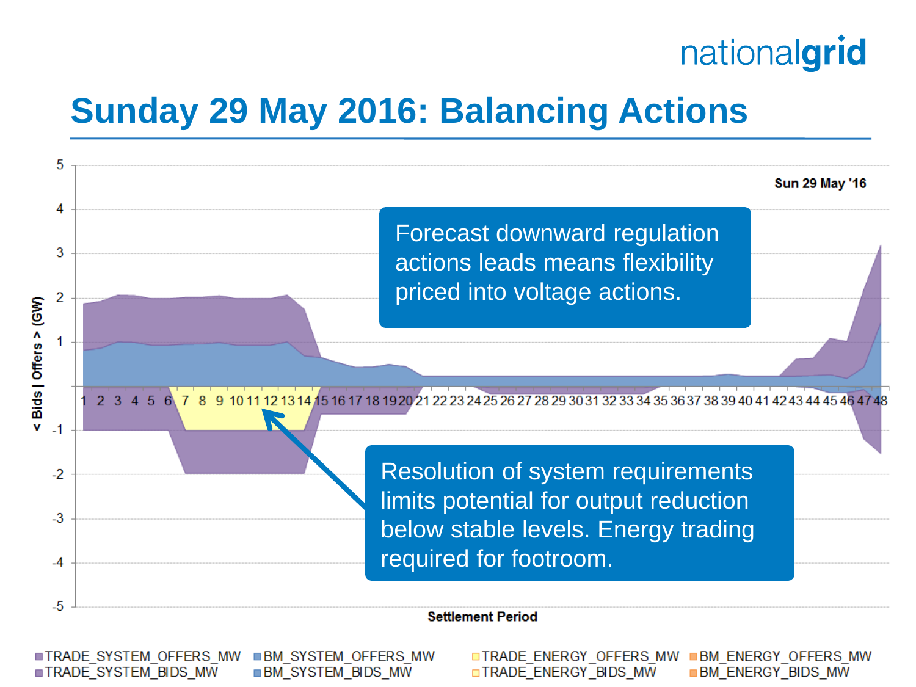# Sunday 29 May 2016: Balancing Actions

Sun 29 May '16

< Bids | Offers > (GW)

Settlement Period

Forecast downward regulation actions leads means flexibility priced into voltage actions.

Resolution of system requirements limits potential for output reduction below stable levels. Energy trading required for footroom.

- TRADE_SYSTEM_OFFERS_MW
- TRADE_SYSTEM_BIDS_MW
- BM_SYSTEM_OFFERS_MW
- BM_SYSTEM_BIDS_MW
- TRADE_ENERGY_OFFERS_MW
- TRADE_ENERGY_BIDS_MW
- BM_ENERGY_OFFERS_MW
- BM_ENERGY_BIDS_MW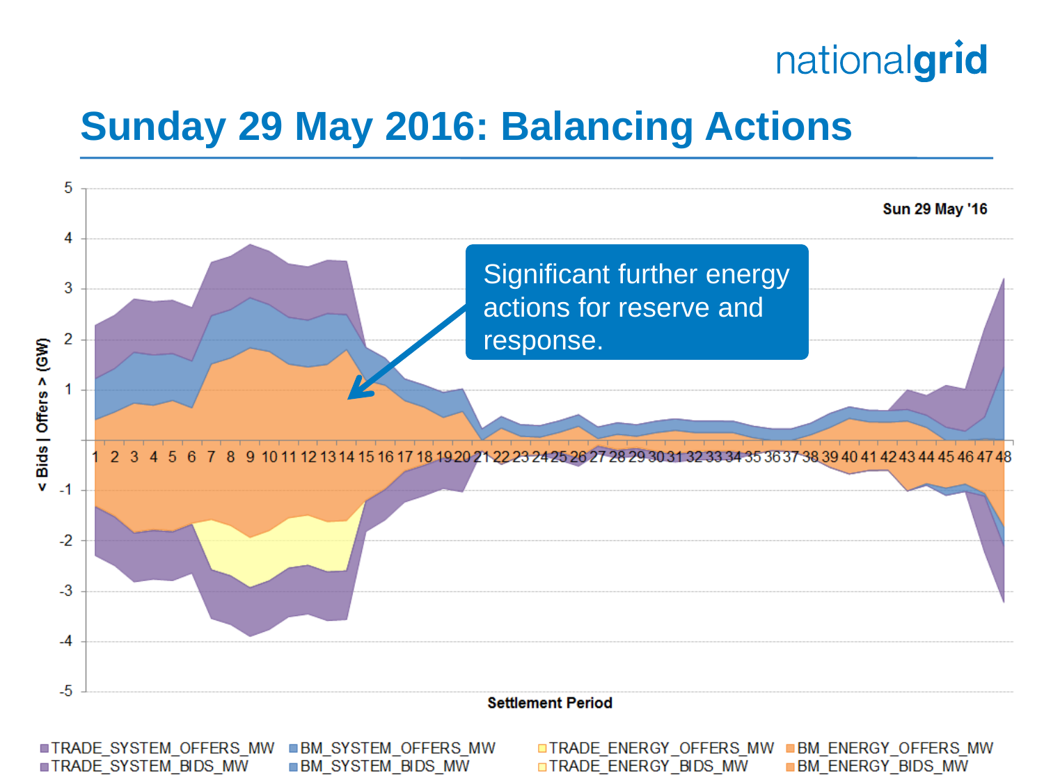# Sunday 29 May 2016: Balancing Actions

Sun 29 May '16

Significant further energy actions for reserve and response.

< Bids | Offers > (GW)

5
4
3
2
1
-1
-2
-3
-4
-5

1 2 3 4 5 6 7 8 9 10 11 12 13 14 15 16 17 18 19 20 21 22 23 24 25 26 27 28 29 30 31 32 33 34 35 36 37 38 39 40 41 42 43 44 45 46 47 48

Settlement Period

TRADE_SYSTEM_OFFERS_MW
BM_SYSTEM_OFFERS_MW
TRADE_ENERGY_OFFERS_MW
BM_ENERGY_OFFERS_MW
TRADE_SYSTEM_BIDS_MW
BM_SYSTEM_BIDS_MW
TRADE_ENERGY_BIDS_MW
BM_ENERGY_BIDS_MW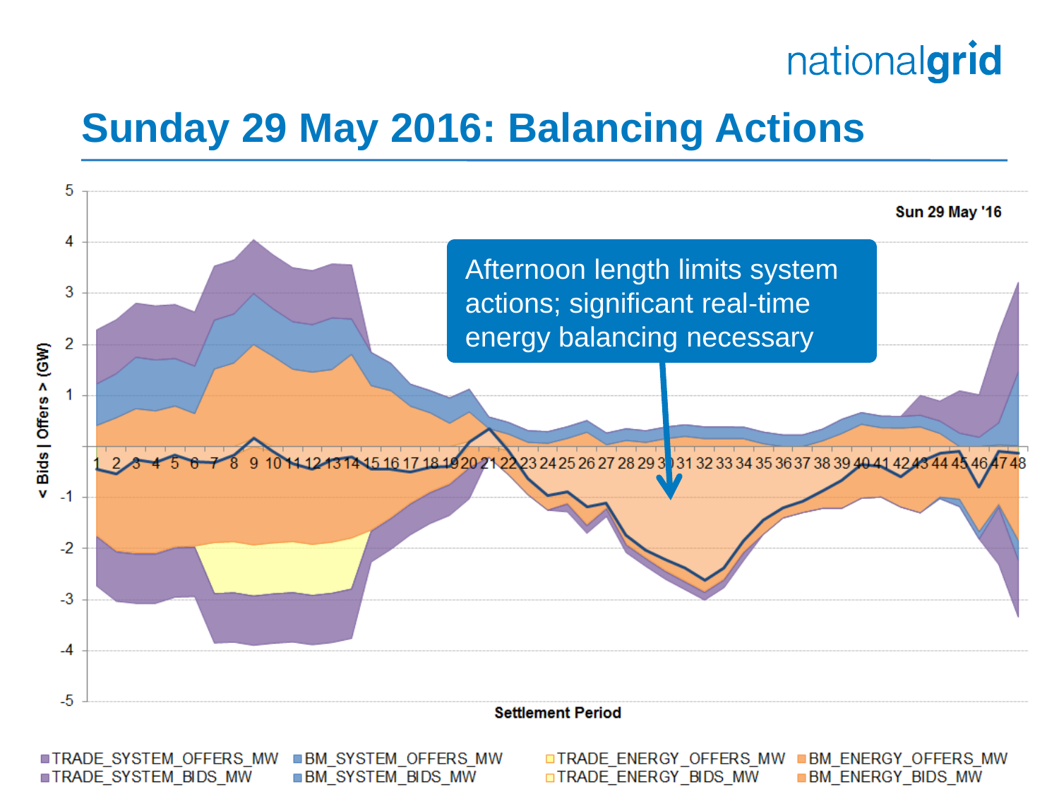# Sunday 29 May 2016: Balancing Actions

Sun 29 May '16

Afternoon length limits system actions; significant real-time energy balancing necessary

< Bids | Offers > (GW)

5
4
3
2
1
-1
-2
-3
-4
-5

1 2 3 4 5 6 7 8 9 10 11 12 13 14 15 16 17 18 19 20 21 22 23 24 25 26 27 28 29 30 31 32 33 34 35 36 37 38 39 40 41 42 43 44 45 46 47 48

Settlement Period

TRADE_SYSTEM_OFFERS_MW
TRADE_SYSTEM_BIDS_MW
BM_SYSTEM_OFFERS_MW
BM_SYSTEM_BIDS_MW
TRADE_ENERGY_OFFERS_MW
TRADE_ENERGY_BIDS_MW
BM_ENERGY_OFFERS_MW
BM_ENERGY_BIDS_MW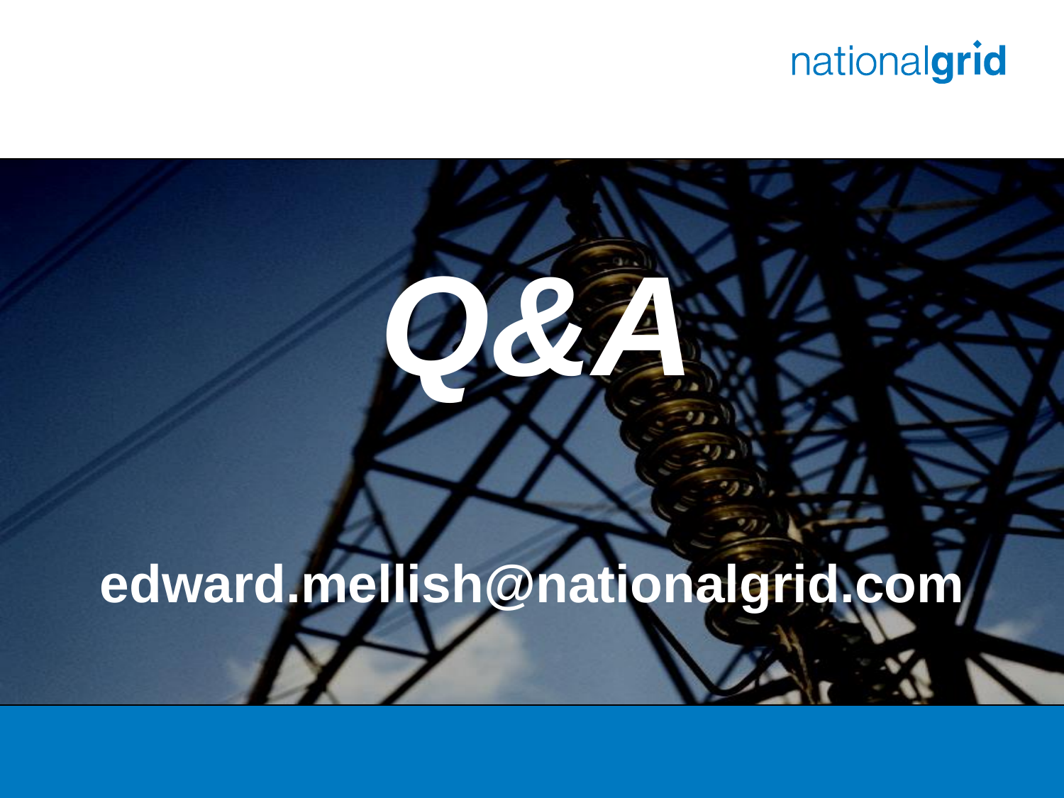# Q&A

**edward.mellish@nationalgrid.com**